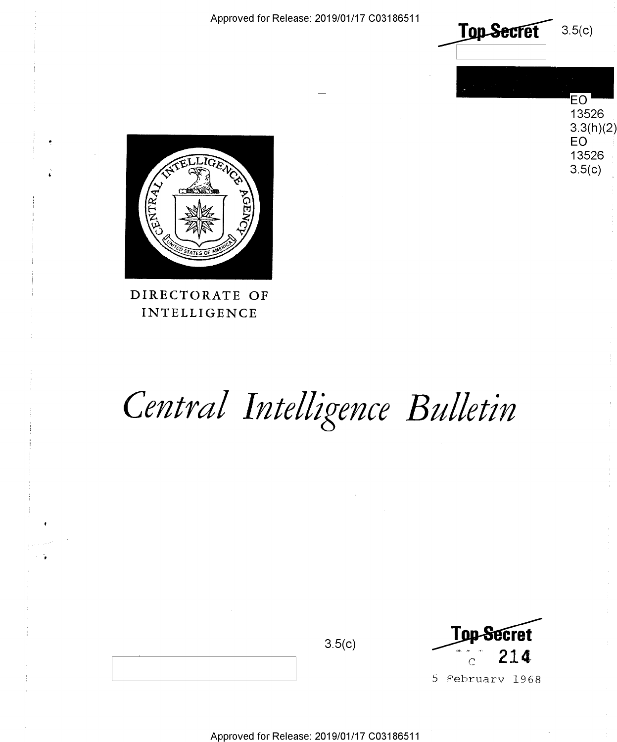Approved for Release: 2019/01/17 C03186511

~~Top Secret~~ 3.5(c)

EO 13526 3.3(h)(2)
EO 13526 3.5(c)

DIRECTORATE OF INTELLIGENCE

# *Central Intelligence Bulletin*

3.5(c)

~~Top Secret~~

C 214

5 February 1968

Approved for Release: 2019/01/17 C03186511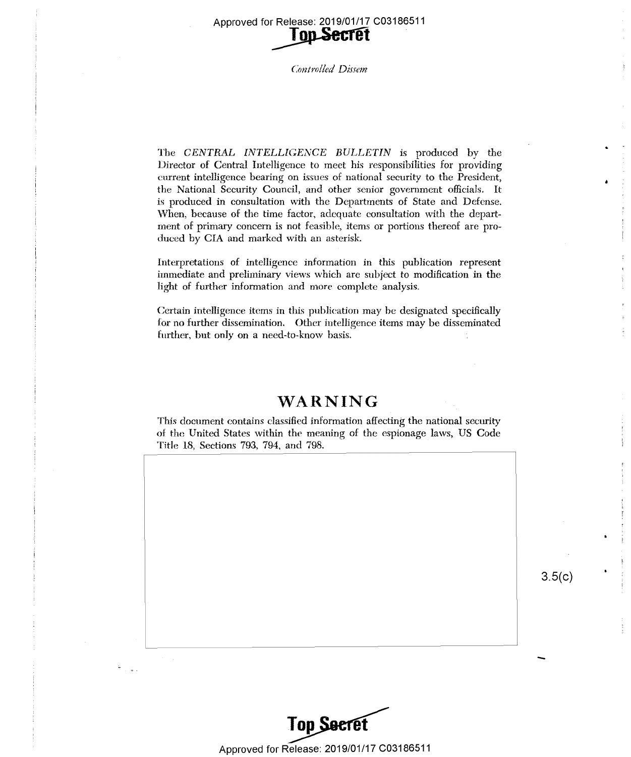*Controlled Dissem*

The *CENTRAL INTELLIGENCE BULLETIN* is produced by the Director of Central Intelligence to meet his responsibilities for providing current intelligence bearing on issues of national security to the President, the National Security Council, and other senior government officials. It is produced in consultation with the Departments of State and Defense. When, because of the time factor, adequate consultation with the department of primary concern is not feasible, items or portions thereof are produced by CIA and marked with an asterisk.

Interpretations of intelligence information in this publication represent immediate and preliminary views which are subject to modification in the light of further information and more complete analysis.

Certain intelligence items in this publication may be designated specifically for no further dissemination. Other intelligence items may be disseminated further, but only on a need-to-know basis.

## WARNING

This document contains classified information affecting the national security of the United States within the meaning of the espionage laws, US Code Title 18, Sections 793, 794, and 798.

3.5(c)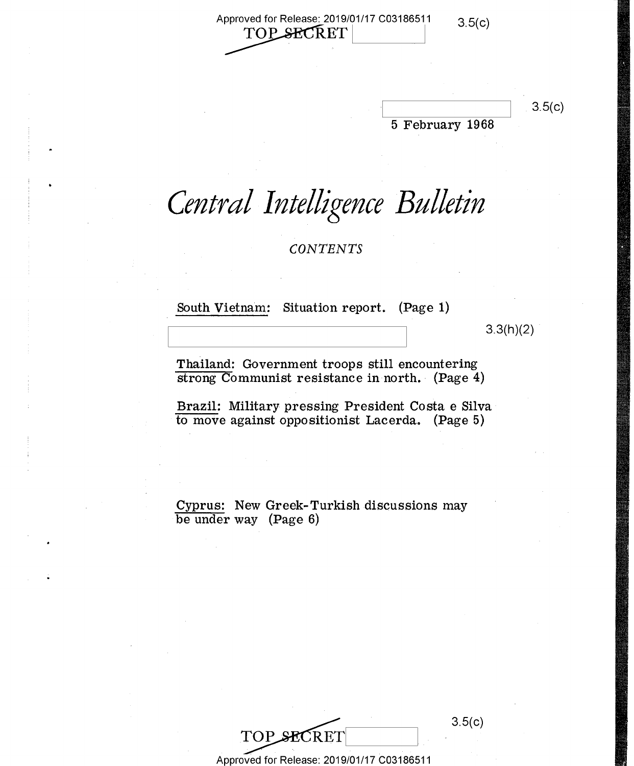5 February 1968

# *Central Intelligence Bulletin*

*CONTENTS*

South Vietnam: Situation report. (Page 1)

Thailand: Government troops still encountering strong Communist resistance in north. (Page 4)

Brazil: Military pressing President Costa e Silva to move against oppositionist Lacerda. (Page 5)

Cyprus: New Greek-Turkish discussions may be under way (Page 6)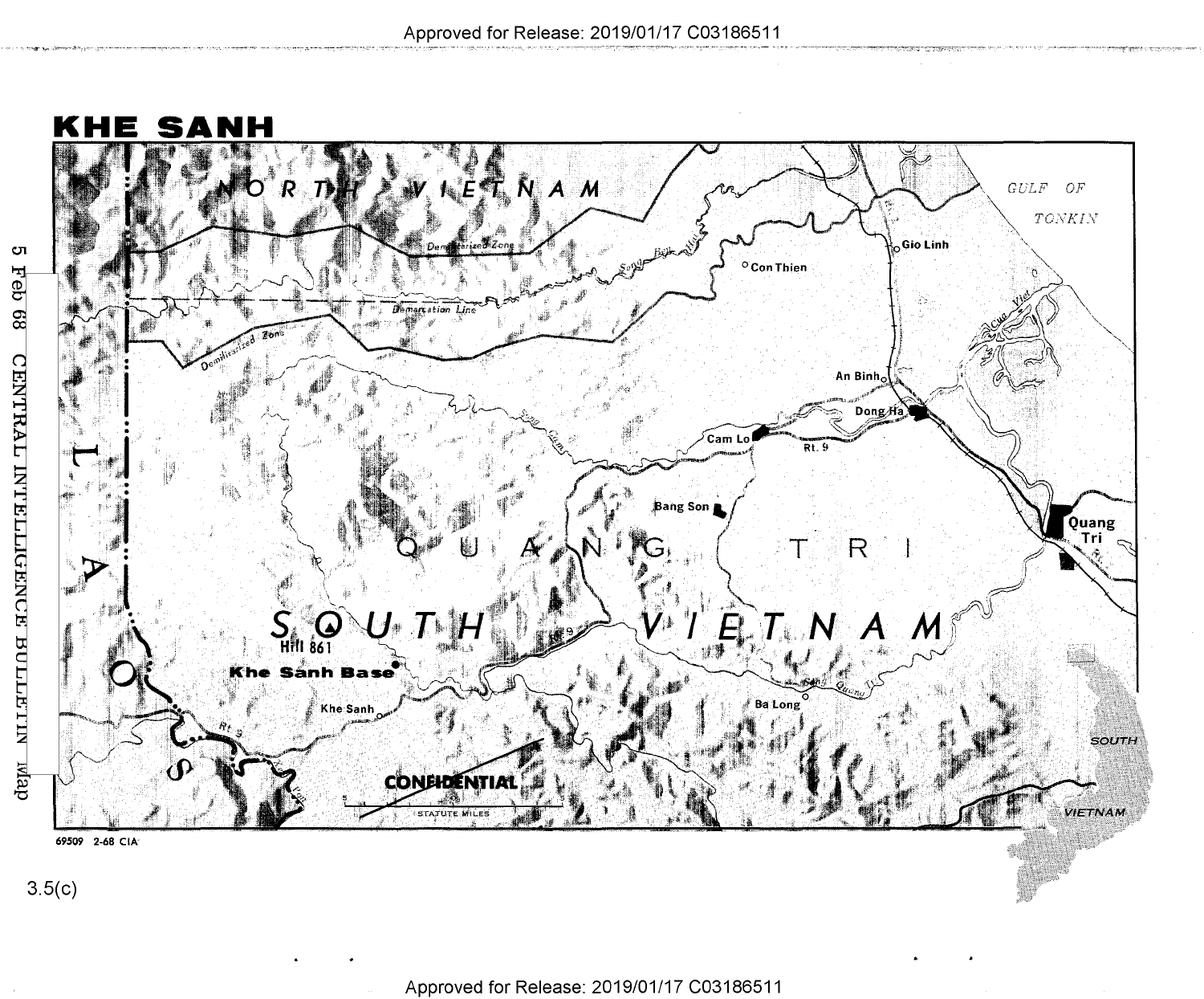# KHE SANH

NORTH VIETNAM

GULF OF TONKIN

Demilitarized Zone

Song Ben Hai

Demarcation Line

Demilitarized Zone

Con Thien

Gio Linh

Rt. 1

Cua Viet

An Binh

Dong Ha

Cam Lo

Rt. 9

Song Cam Lo

Bang Son

Quang Tri

LAOS

QUANG TRI

SOUTH VIETNAM

Hill 861

Khe Sanh Base

Rt. 9

Khe Sanh

Rt. 9

Ba Long

Song Quang Tri

CONFIDENTIAL

STATUTE MILES

SOUTH VIETNAM

69509 2-68 CIA

5 Feb 68 CENTRAL INTELLIGENCE BULLETIN Map

3.5(c)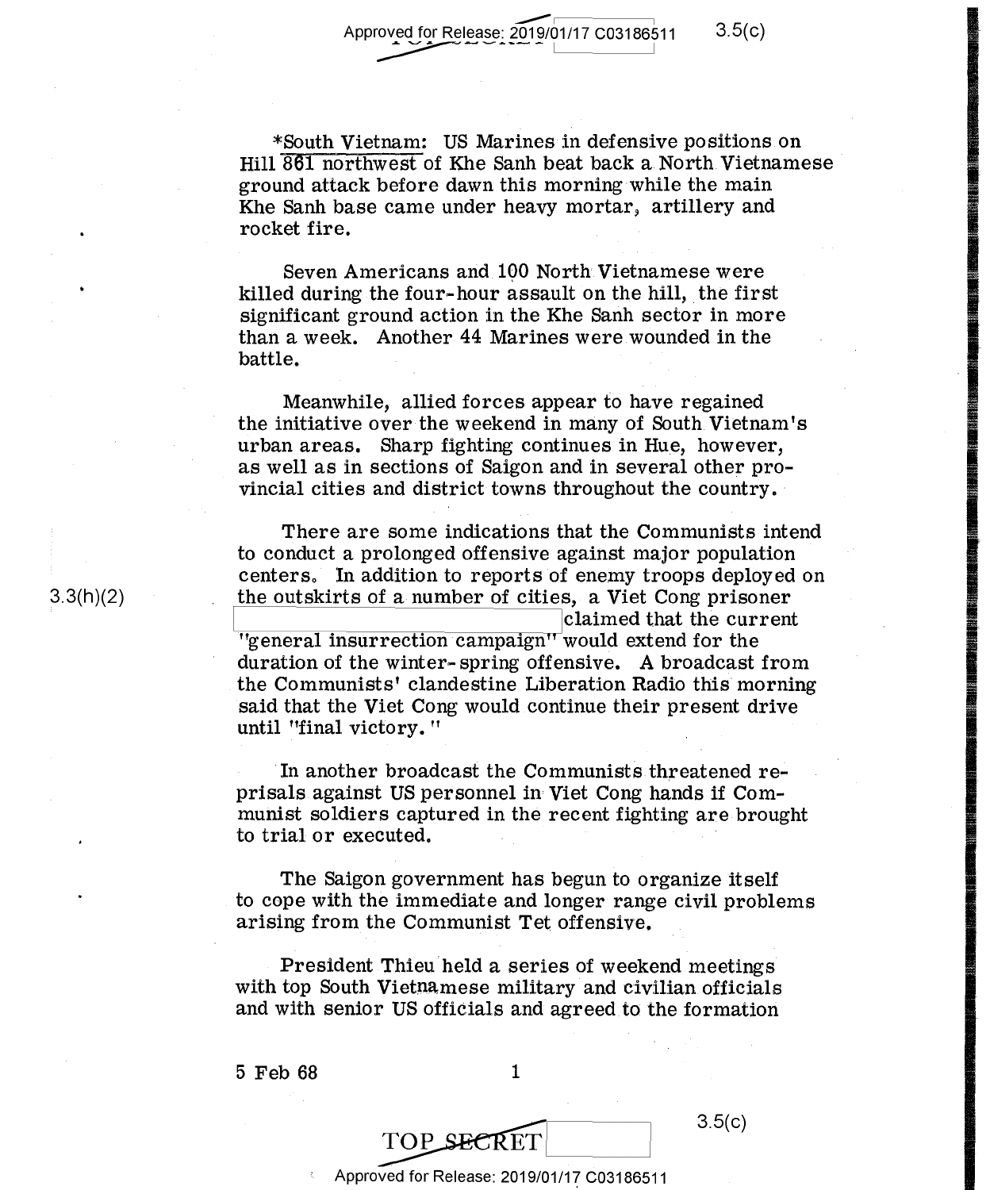*South Vietnam: US Marines in defensive positions on Hill 861 northwest of Khe Sanh beat back a North Vietnamese ground attack before dawn this morning while the main Khe Sanh base came under heavy mortar, artillery and rocket fire.

Seven Americans and 100 North Vietnamese were killed during the four-hour assault on the hill, the first significant ground action in the Khe Sanh sector in more than a week. Another 44 Marines were wounded in the battle.

Meanwhile, allied forces appear to have regained the initiative over the weekend in many of South Vietnam's urban areas. Sharp fighting continues in Hue, however, as well as in sections of Saigon and in several other provincial cities and district towns throughout the country.

There are some indications that the Communists intend to conduct a prolonged offensive against major population centers. In addition to reports of enemy troops deployed on the outskirts of a number of cities, a Viet Cong prisoner [ ] claimed that the current "general insurrection campaign" would extend for the duration of the winter-spring offensive. A broadcast from the Communists' clandestine Liberation Radio this morning said that the Viet Cong would continue their present drive until "final victory."

In another broadcast the Communists threatened reprisals against US personnel in Viet Cong hands if Communist soldiers captured in the recent fighting are brought to trial or executed.

The Saigon government has begun to organize itself to cope with the immediate and longer range civil problems arising from the Communist Tet offensive.

President Thieu held a series of weekend meetings with top South Vietnamese military and civilian officials and with senior US officials and agreed to the formation

5 Feb 68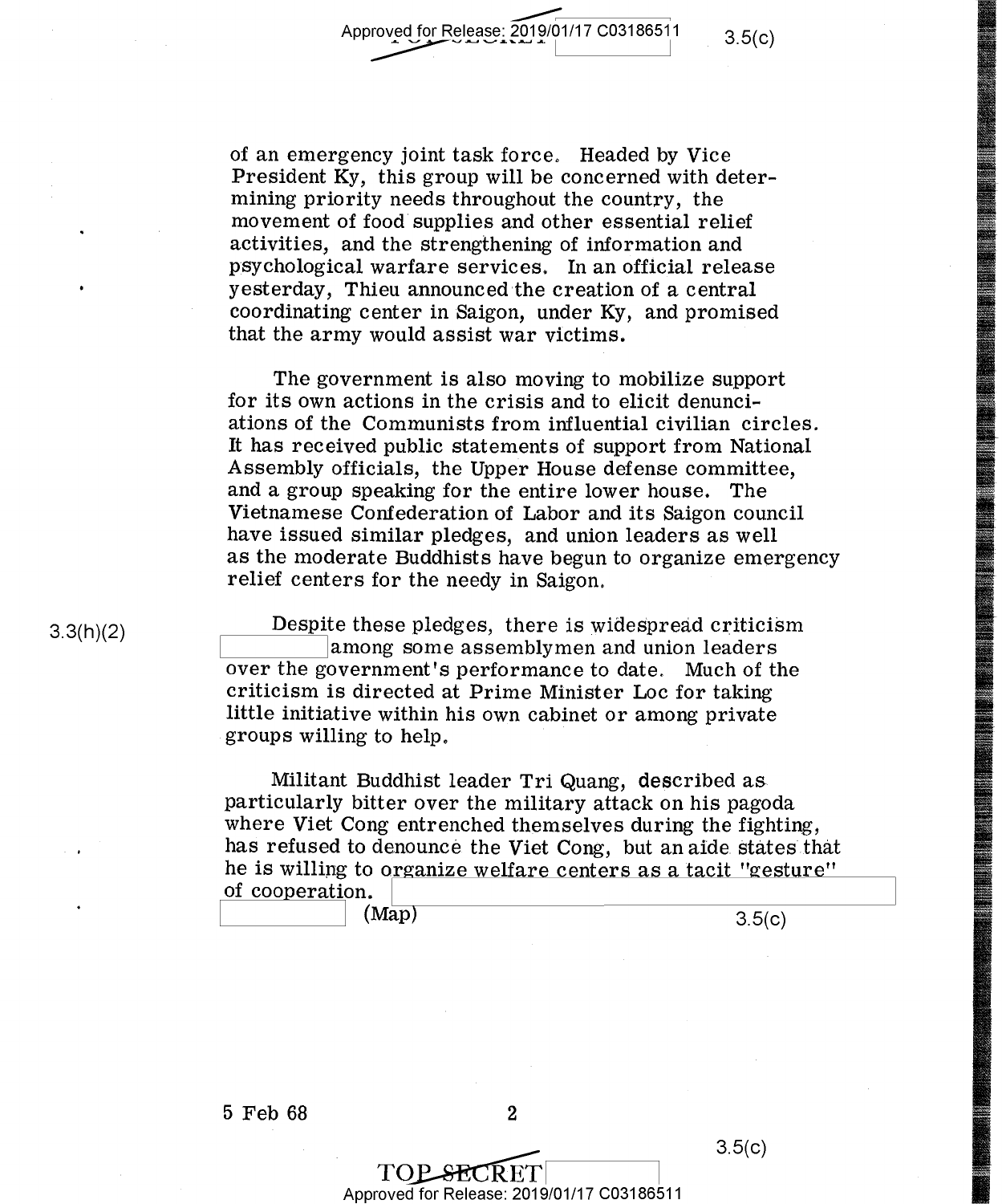of an emergency joint task force. Headed by Vice President Ky, this group will be concerned with determining priority needs throughout the country, the movement of food supplies and other essential relief activities, and the strengthening of information and psychological warfare services. In an official release yesterday, Thieu announced the creation of a central coordinating center in Saigon, under Ky, and promised that the army would assist war victims.

The government is also moving to mobilize support for its own actions in the crisis and to elicit denunciations of the Communists from influential civilian circles. It has received public statements of support from National Assembly officials, the Upper House defense committee, and a group speaking for the entire lower house. The Vietnamese Confederation of Labor and its Saigon council have issued similar pledges, and union leaders as well as the moderate Buddhists have begun to organize emergency relief centers for the needy in Saigon.

3.3(h)(2)

Despite these pledges, there is widespread criticism [redacted] among some assemblymen and union leaders over the government's performance to date. Much of the criticism is directed at Prime Minister Loc for taking little initiative within his own cabinet or among private groups willing to help.

Militant Buddhist leader Tri Quang, described as particularly bitter over the military attack on his pagoda where Viet Cong entrenched themselves during the fighting, has refused to denounce the Viet Cong, but an aide states that he is willing to organize welfare centers as a tacit "gesture" of cooperation. [redacted]
[redacted] (Map)

3.5(c)

5 Feb 68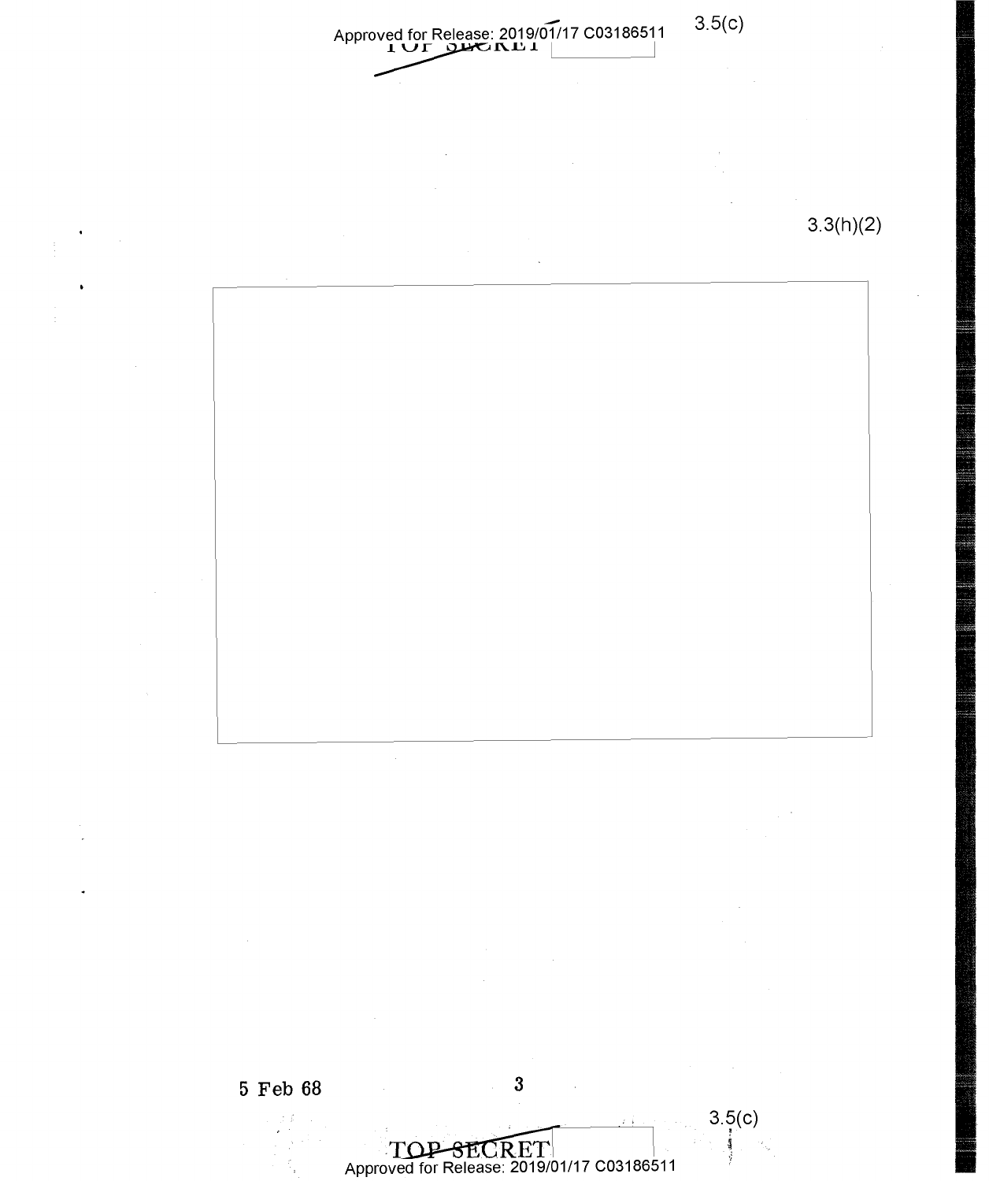3.3(h)(2)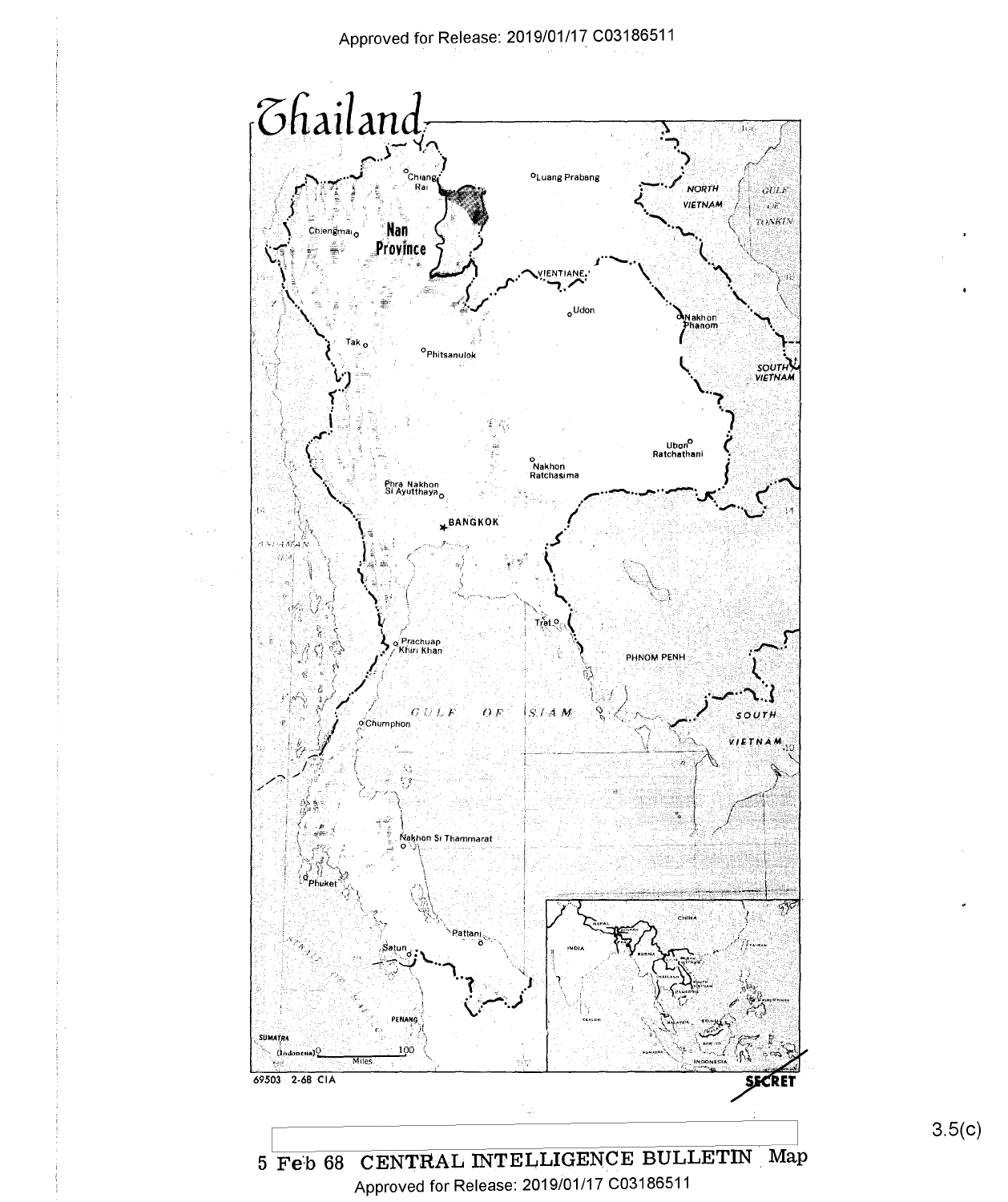# Thailand

Chiang Rai

Luang Prabang

Chiengmai

Nan Province

NORTH VIETNAM

GULF OF TONKIN

VIENTIANE

Udon

Nakhon Phanom

Tak

Phitsanulok

SOUTH VIETNAM

Ubon Ratchathani

Nakhon Ratchasima

Phra Nakhon Si Ayutthaya

BANGKOK

ANDAMAN

Trat

Prachuap Khiri Khan

PHNOM PENH

GULF OF SIAM

Chumphon

SOUTH VIETNAM

Nakhon Si Thammarat

Phuket

Pattani

Satun

PENANG

SUMATRA (Indonesia)

0 100 Miles

CHINA

INDIA

BURMA

THAILAND

CAMBODIA

SOUTH VIETNAM

CEYLON

MALAYSIA

SUMATRA

INDONESIA

69503 2-68 CIA

SECRET

3.5(c)

5 Feb 68 CENTRAL INTELLIGENCE BULLETIN Map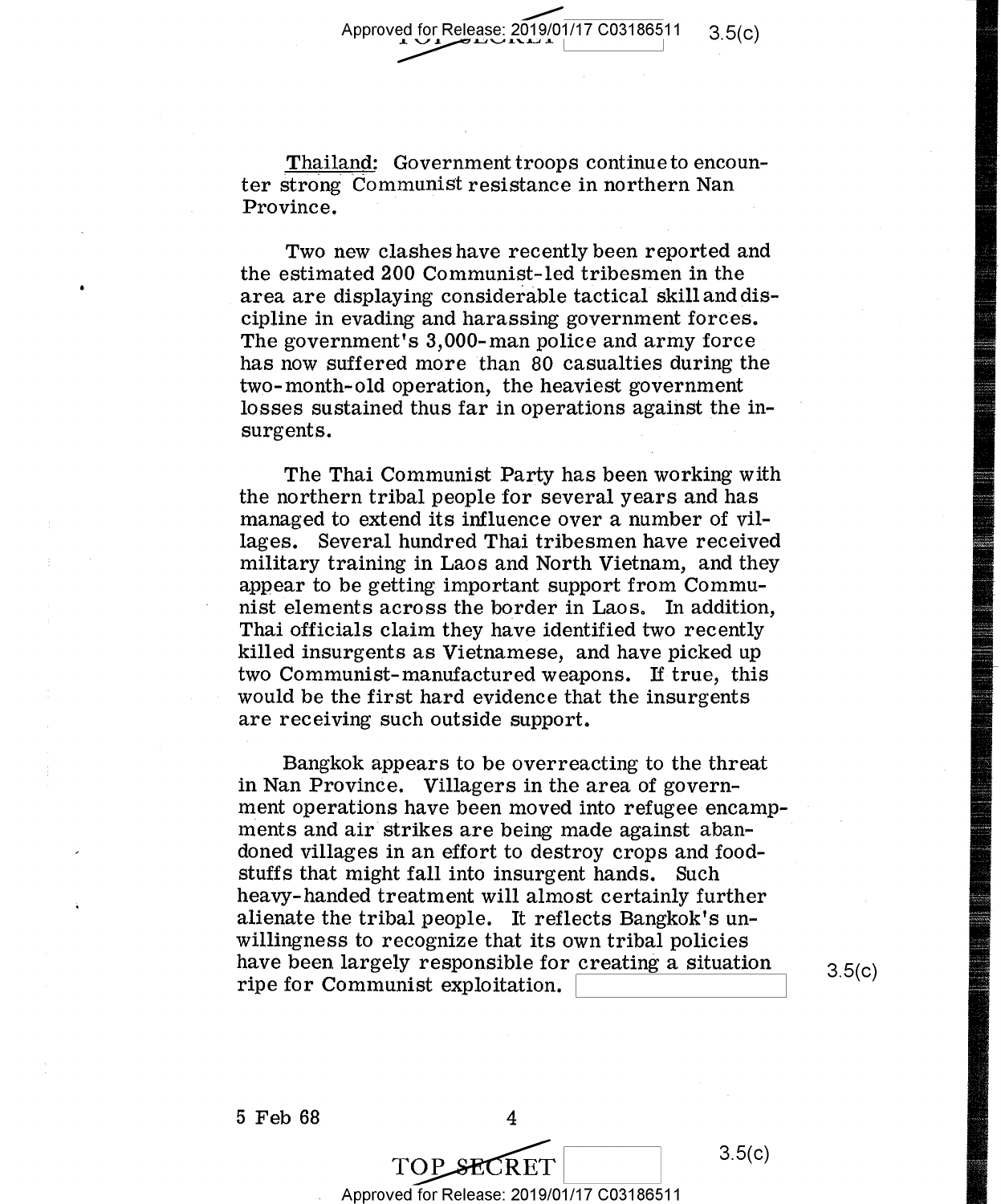Thailand: Government troops continue to encounter strong Communist resistance in northern Nan Province.

Two new clashes have recently been reported and the estimated 200 Communist-led tribesmen in the area are displaying considerable tactical skill and discipline in evading and harassing government forces. The government's 3,000-man police and army force has now suffered more than 80 casualties during the two-month-old operation, the heaviest government losses sustained thus far in operations against the insurgents.

The Thai Communist Party has been working with the northern tribal people for several years and has managed to extend its influence over a number of villages. Several hundred Thai tribesmen have received military training in Laos and North Vietnam, and they appear to be getting important support from Communist elements across the border in Laos. In addition, Thai officials claim they have identified two recently killed insurgents as Vietnamese, and have picked up two Communist-manufactured weapons. If true, this would be the first hard evidence that the insurgents are receiving such outside support.

Bangkok appears to be overreacting to the threat in Nan Province. Villagers in the area of government operations have been moved into refugee encampments and air strikes are being made against abandoned villages in an effort to destroy crops and foodstuffs that might fall into insurgent hands. Such heavy-handed treatment will almost certainly further alienate the tribal people. It reflects Bangkok's unwillingness to recognize that its own tribal policies have been largely responsible for creating a situation ripe for Communist exploitation.

3.5(c)

5 Feb 68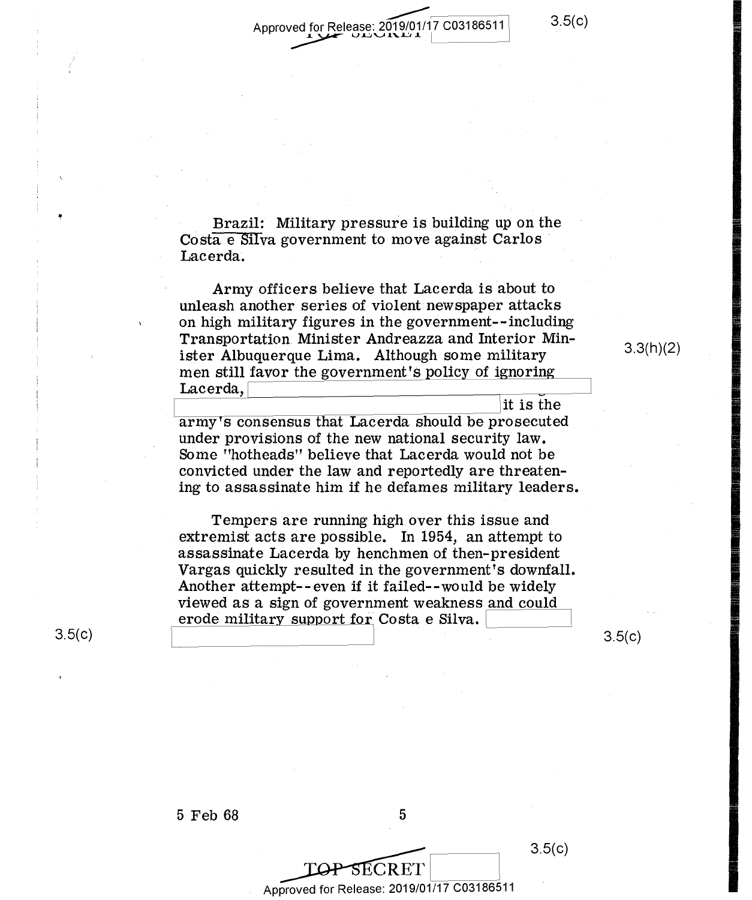Brazil: Military pressure is building up on the Costa e Silva government to move against Carlos Lacerda.

Army officers believe that Lacerda is about to unleash another series of violent newspaper attacks on high military figures in the government--including Transportation Minister Andreazza and Interior Minister Albuquerque Lima. Although some military men still favor the government's policy of ignoring Lacerda, it is the army's consensus that Lacerda should be prosecuted under provisions of the new national security law. Some "hotheads" believe that Lacerda would not be convicted under the law and reportedly are threatening to assassinate him if he defames military leaders.

Tempers are running high over this issue and extremist acts are possible. In 1954, an attempt to assassinate Lacerda by henchmen of then-president Vargas quickly resulted in the government's downfall. Another attempt--even if it failed--would be widely viewed as a sign of government weakness and could erode military support for Costa e Silva.

5 Feb 68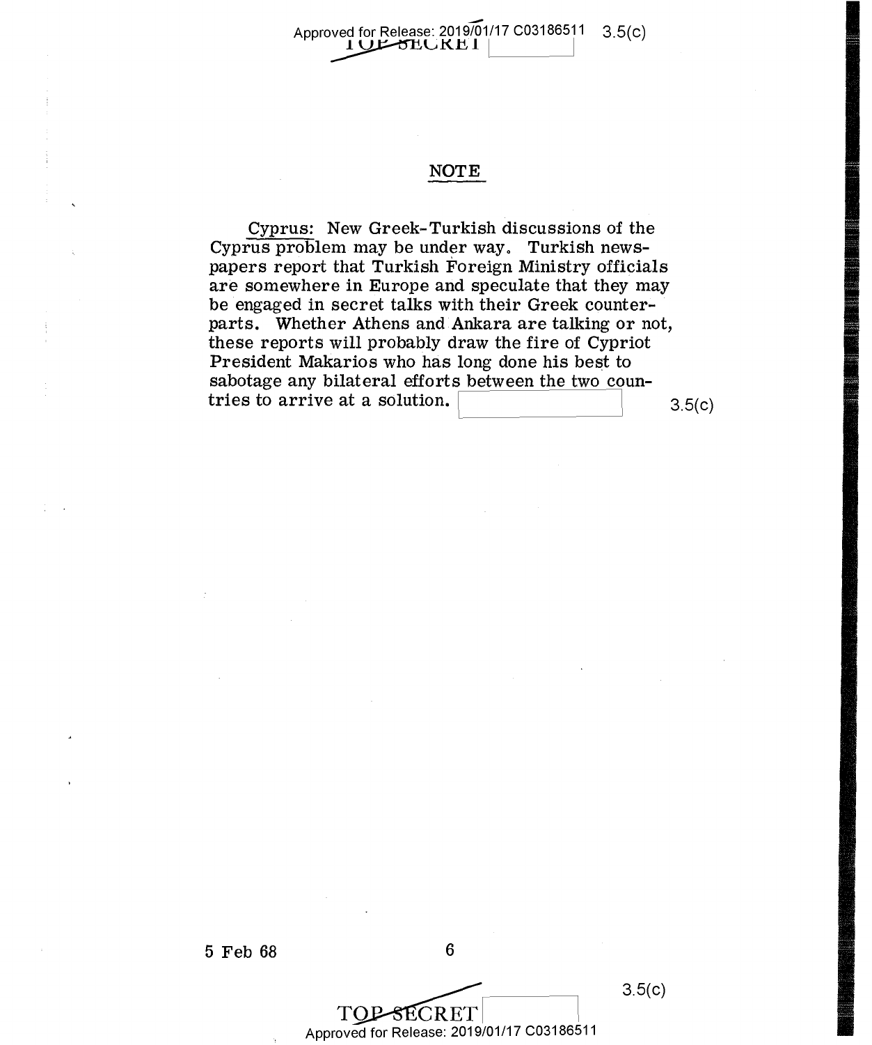## NOTE

Cyprus: New Greek-Turkish discussions of the Cyprus problem may be under way. Turkish newspapers report that Turkish Foreign Ministry officials are somewhere in Europe and speculate that they may be engaged in secret talks with their Greek counterparts. Whether Athens and Ankara are talking or not, these reports will probably draw the fire of Cypriot President Makarios who has long done his best to sabotage any bilateral efforts between the two countries to arrive at a solution. 3.5(c)

5 Feb 68